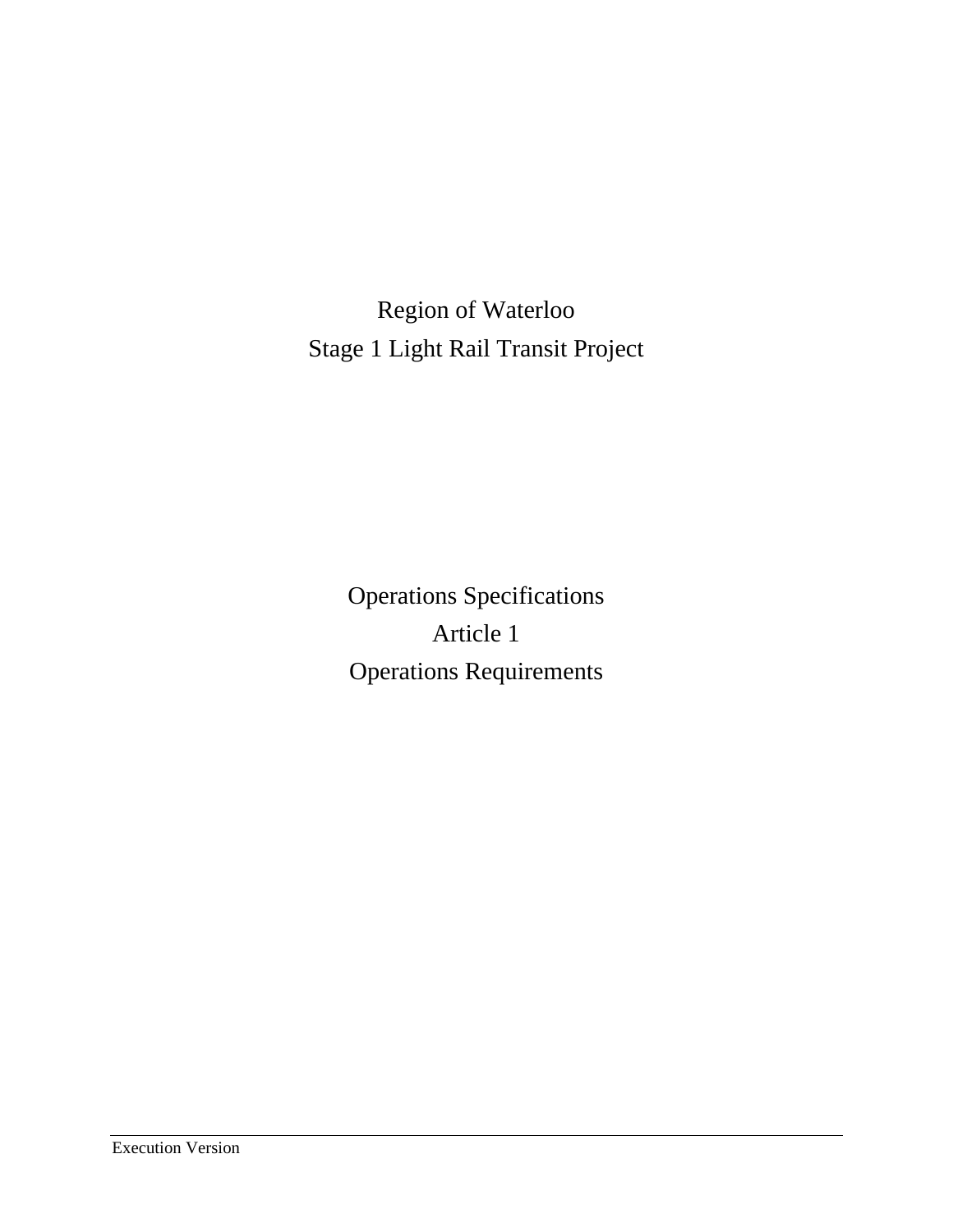Region of Waterloo

Stage 1 Light Rail Transit Project

Operations Specifications

Article 1

Operations Requirements

Execution Version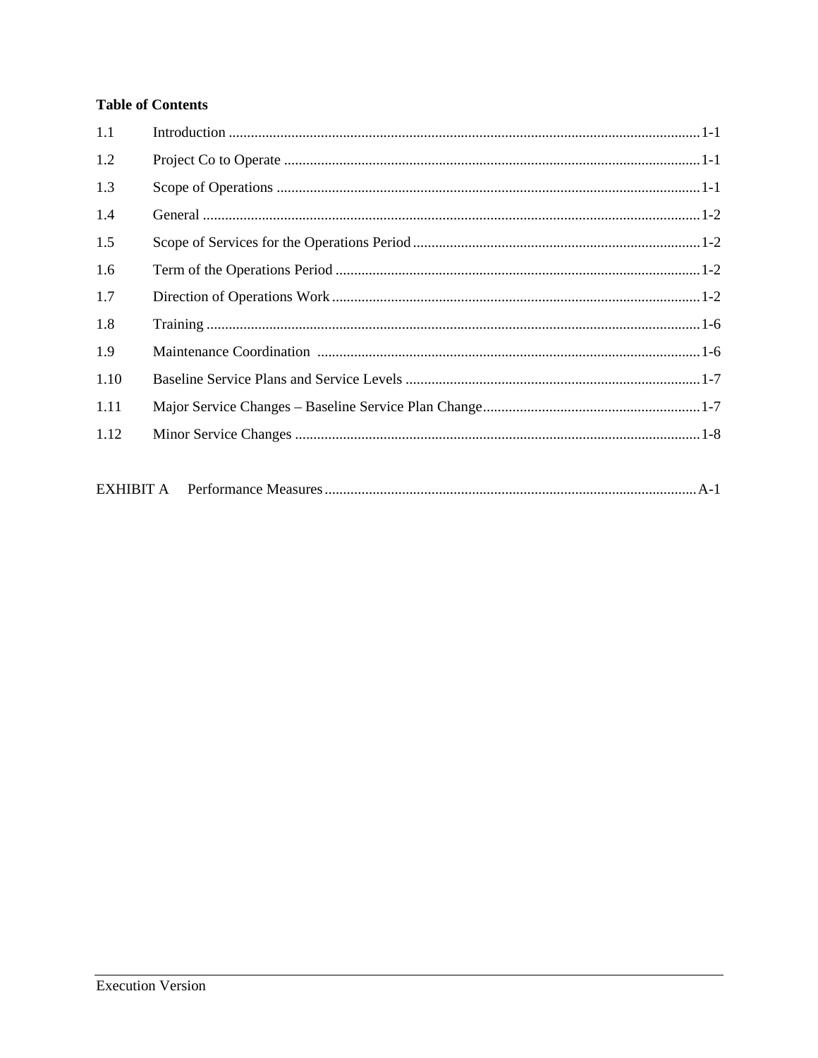**Table of Contents**

| | | |
|---|---|---|
| 1.1 | Introduction | 1-1 |
| 1.2 | Project Co to Operate | 1-1 |
| 1.3 | Scope of Operations | 1-1 |
| 1.4 | General | 1-2 |
| 1.5 | Scope of Services for the Operations Period | 1-2 |
| 1.6 | Term of the Operations Period | 1-2 |
| 1.7 | Direction of Operations Work | 1-2 |
| 1.8 | Training | 1-6 |
| 1.9 | Maintenance Coordination | 1-6 |
| 1.10 | Baseline Service Plans and Service Levels | 1-7 |
| 1.11 | Major Service Changes – Baseline Service Plan Change | 1-7 |
| 1.12 | Minor Service Changes | 1-8 |
| | | |
| EXHIBIT A | Performance Measures | A-1 |

Execution Version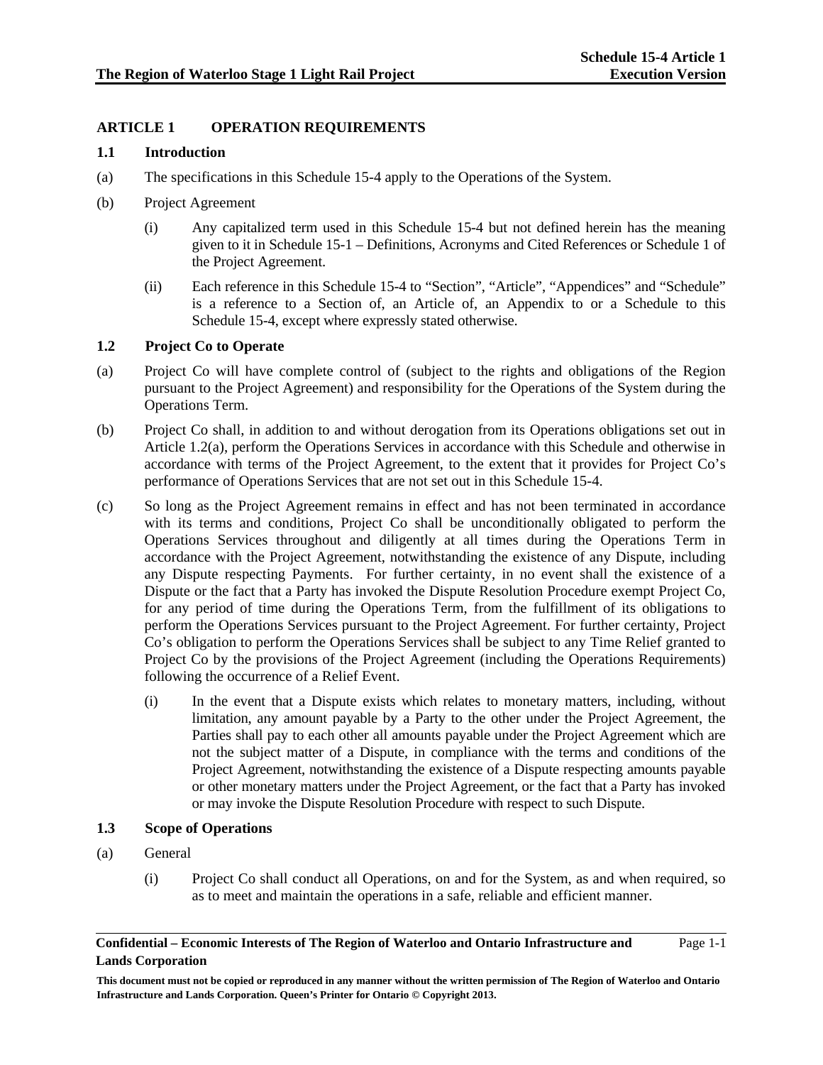## ARTICLE 1 OPERATION REQUIREMENTS

### 1.1 Introduction

(a) The specifications in this Schedule 15-4 apply to the Operations of the System.

(b) Project Agreement

(i) Any capitalized term used in this Schedule 15-4 but not defined herein has the meaning given to it in Schedule 15-1 – Definitions, Acronyms and Cited References or Schedule 1 of the Project Agreement.

(ii) Each reference in this Schedule 15-4 to "Section", "Article", "Appendices" and "Schedule" is a reference to a Section of, an Article of, an Appendix to or a Schedule to this Schedule 15-4, except where expressly stated otherwise.

### 1.2 Project Co to Operate

(a) Project Co will have complete control of (subject to the rights and obligations of the Region pursuant to the Project Agreement) and responsibility for the Operations of the System during the Operations Term.

(b) Project Co shall, in addition to and without derogation from its Operations obligations set out in Article 1.2(a), perform the Operations Services in accordance with this Schedule and otherwise in accordance with terms of the Project Agreement, to the extent that it provides for Project Co's performance of Operations Services that are not set out in this Schedule 15-4.

(c) So long as the Project Agreement remains in effect and has not been terminated in accordance with its terms and conditions, Project Co shall be unconditionally obligated to perform the Operations Services throughout and diligently at all times during the Operations Term in accordance with the Project Agreement, notwithstanding the existence of any Dispute, including any Dispute respecting Payments. For further certainty, in no event shall the existence of a Dispute or the fact that a Party has invoked the Dispute Resolution Procedure exempt Project Co, for any period of time during the Operations Term, from the fulfillment of its obligations to perform the Operations Services pursuant to the Project Agreement. For further certainty, Project Co's obligation to perform the Operations Services shall be subject to any Time Relief granted to Project Co by the provisions of the Project Agreement (including the Operations Requirements) following the occurrence of a Relief Event.

(i) In the event that a Dispute exists which relates to monetary matters, including, without limitation, any amount payable by a Party to the other under the Project Agreement, the Parties shall pay to each other all amounts payable under the Project Agreement which are not the subject matter of a Dispute, in compliance with the terms and conditions of the Project Agreement, notwithstanding the existence of a Dispute respecting amounts payable or other monetary matters under the Project Agreement, or the fact that a Party has invoked or may invoke the Dispute Resolution Procedure with respect to such Dispute.

### 1.3 Scope of Operations

(a) General

(i) Project Co shall conduct all Operations, on and for the System, as and when required, so as to meet and maintain the operations in a safe, reliable and efficient manner.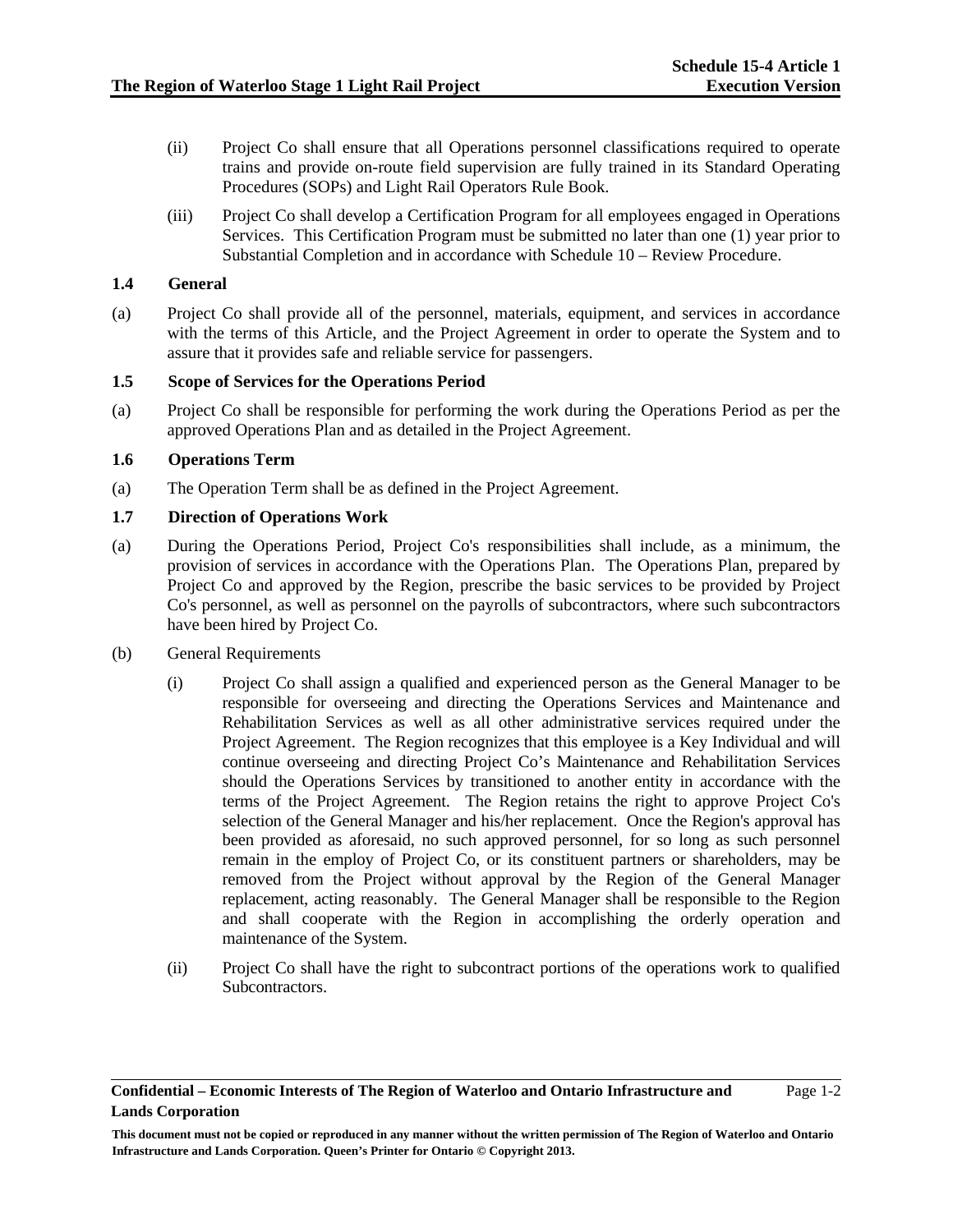(ii) Project Co shall ensure that all Operations personnel classifications required to operate trains and provide on-route field supervision are fully trained in its Standard Operating Procedures (SOPs) and Light Rail Operators Rule Book.

(iii) Project Co shall develop a Certification Program for all employees engaged in Operations Services. This Certification Program must be submitted no later than one (1) year prior to Substantial Completion and in accordance with Schedule 10 – Review Procedure.

### 1.4 General

(a) Project Co shall provide all of the personnel, materials, equipment, and services in accordance with the terms of this Article, and the Project Agreement in order to operate the System and to assure that it provides safe and reliable service for passengers.

### 1.5 Scope of Services for the Operations Period

(a) Project Co shall be responsible for performing the work during the Operations Period as per the approved Operations Plan and as detailed in the Project Agreement.

### 1.6 Operations Term

(a) The Operation Term shall be as defined in the Project Agreement.

### 1.7 Direction of Operations Work

(a) During the Operations Period, Project Co's responsibilities shall include, as a minimum, the provision of services in accordance with the Operations Plan. The Operations Plan, prepared by Project Co and approved by the Region, prescribe the basic services to be provided by Project Co's personnel, as well as personnel on the payrolls of subcontractors, where such subcontractors have been hired by Project Co.

(b) General Requirements

(i) Project Co shall assign a qualified and experienced person as the General Manager to be responsible for overseeing and directing the Operations Services and Maintenance and Rehabilitation Services as well as all other administrative services required under the Project Agreement. The Region recognizes that this employee is a Key Individual and will continue overseeing and directing Project Co's Maintenance and Rehabilitation Services should the Operations Services by transitioned to another entity in accordance with the terms of the Project Agreement. The Region retains the right to approve Project Co's selection of the General Manager and his/her replacement. Once the Region's approval has been provided as aforesaid, no such approved personnel, for so long as such personnel remain in the employ of Project Co, or its constituent partners or shareholders, may be removed from the Project without approval by the Region of the General Manager replacement, acting reasonably. The General Manager shall be responsible to the Region and shall cooperate with the Region in accomplishing the orderly operation and maintenance of the System.

(ii) Project Co shall have the right to subcontract portions of the operations work to qualified Subcontractors.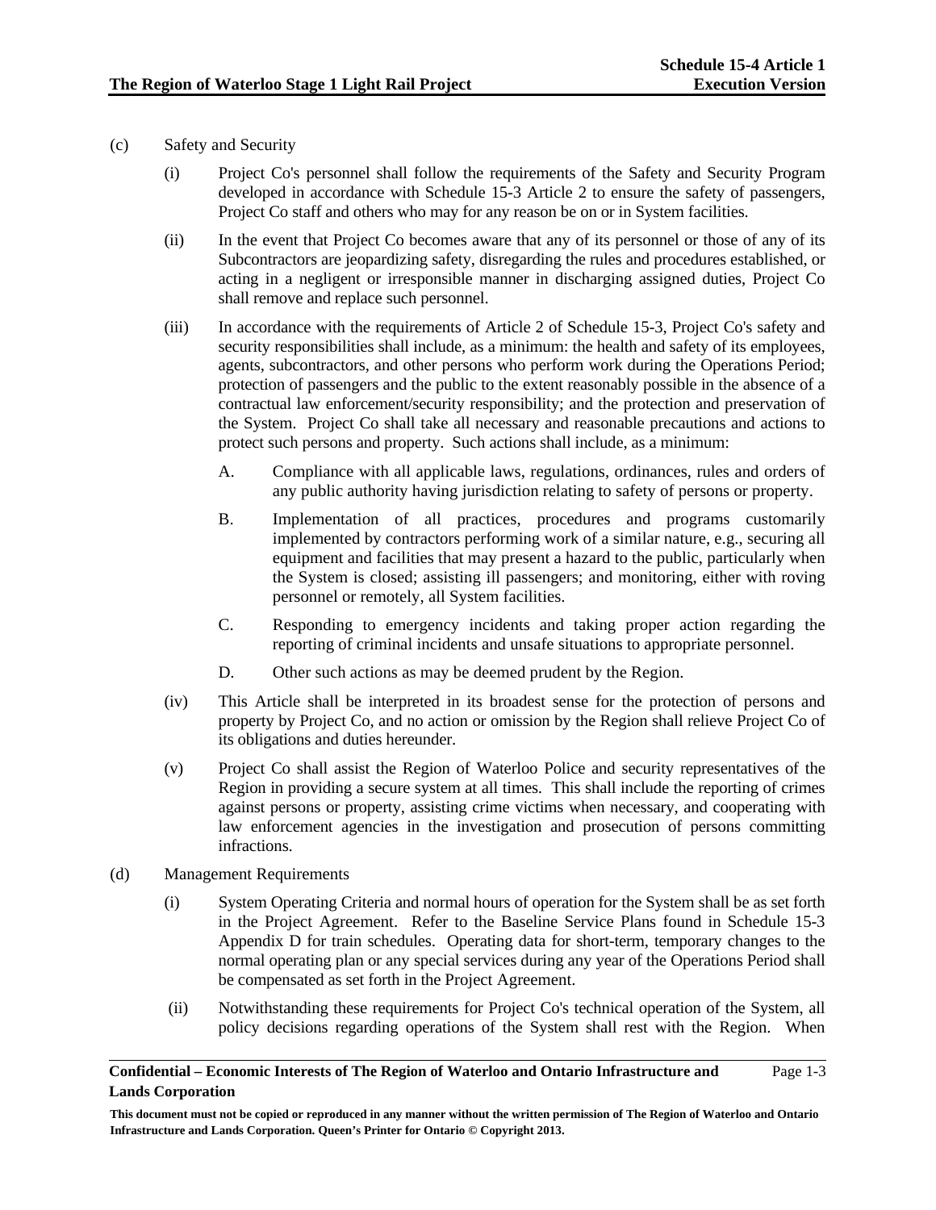(c) Safety and Security

(i) Project Co's personnel shall follow the requirements of the Safety and Security Program developed in accordance with Schedule 15-3 Article 2 to ensure the safety of passengers, Project Co staff and others who may for any reason be on or in System facilities.

(ii) In the event that Project Co becomes aware that any of its personnel or those of any of its Subcontractors are jeopardizing safety, disregarding the rules and procedures established, or acting in a negligent or irresponsible manner in discharging assigned duties, Project Co shall remove and replace such personnel.

(iii) In accordance with the requirements of Article 2 of Schedule 15-3, Project Co's safety and security responsibilities shall include, as a minimum: the health and safety of its employees, agents, subcontractors, and other persons who perform work during the Operations Period; protection of passengers and the public to the extent reasonably possible in the absence of a contractual law enforcement/security responsibility; and the protection and preservation of the System. Project Co shall take all necessary and reasonable precautions and actions to protect such persons and property. Such actions shall include, as a minimum:

A. Compliance with all applicable laws, regulations, ordinances, rules and orders of any public authority having jurisdiction relating to safety of persons or property.

B. Implementation of all practices, procedures and programs customarily implemented by contractors performing work of a similar nature, e.g., securing all equipment and facilities that may present a hazard to the public, particularly when the System is closed; assisting ill passengers; and monitoring, either with roving personnel or remotely, all System facilities.

C. Responding to emergency incidents and taking proper action regarding the reporting of criminal incidents and unsafe situations to appropriate personnel.

D. Other such actions as may be deemed prudent by the Region.

(iv) This Article shall be interpreted in its broadest sense for the protection of persons and property by Project Co, and no action or omission by the Region shall relieve Project Co of its obligations and duties hereunder.

(v) Project Co shall assist the Region of Waterloo Police and security representatives of the Region in providing a secure system at all times. This shall include the reporting of crimes against persons or property, assisting crime victims when necessary, and cooperating with law enforcement agencies in the investigation and prosecution of persons committing infractions.

(d) Management Requirements

(i) System Operating Criteria and normal hours of operation for the System shall be as set forth in the Project Agreement. Refer to the Baseline Service Plans found in Schedule 15-3 Appendix D for train schedules. Operating data for short-term, temporary changes to the normal operating plan or any special services during any year of the Operations Period shall be compensated as set forth in the Project Agreement.

(ii) Notwithstanding these requirements for Project Co's technical operation of the System, all policy decisions regarding operations of the System shall rest with the Region. When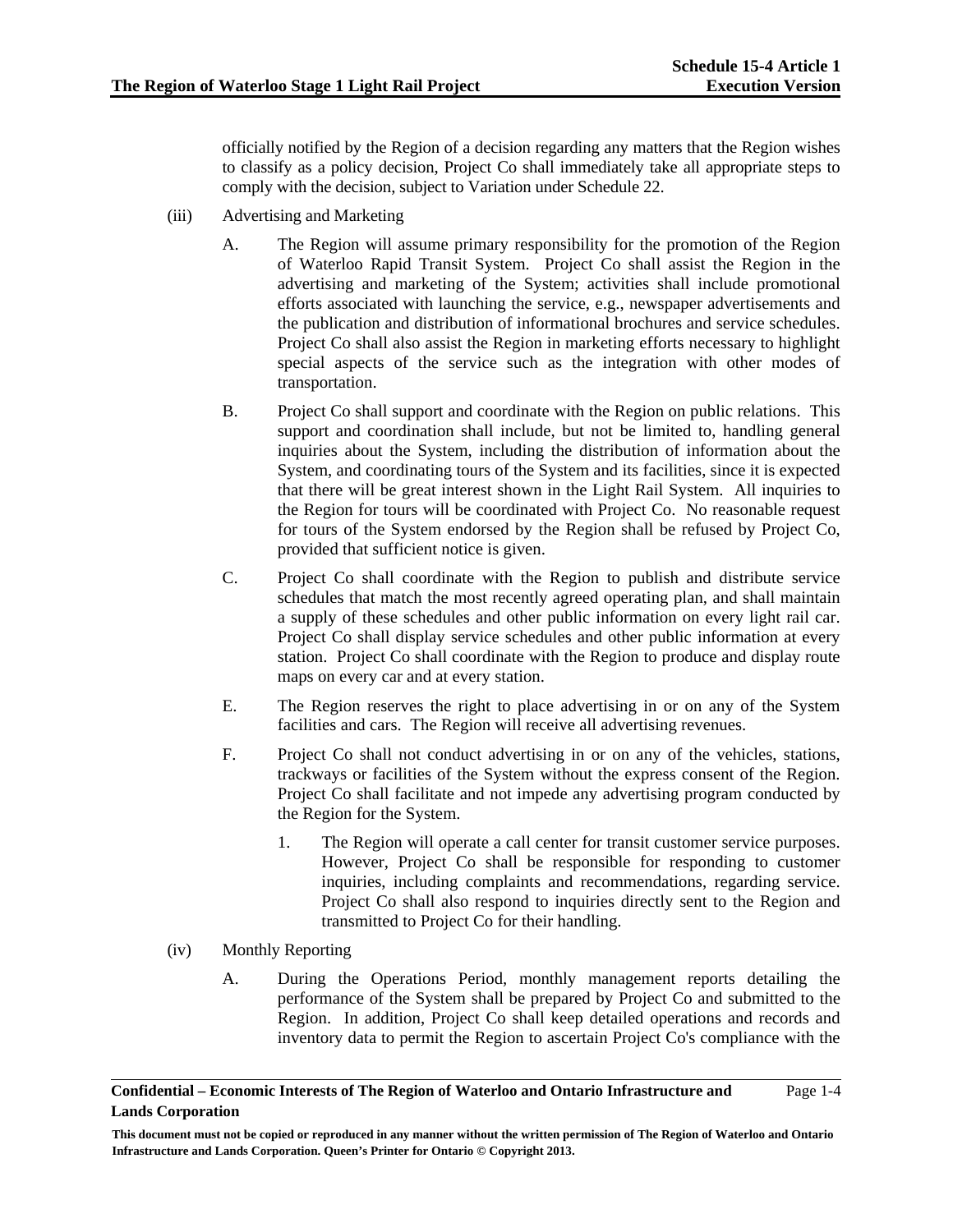officially notified by the Region of a decision regarding any matters that the Region wishes to classify as a policy decision, Project Co shall immediately take all appropriate steps to comply with the decision, subject to Variation under Schedule 22.

(iii) Advertising and Marketing

A. The Region will assume primary responsibility for the promotion of the Region of Waterloo Rapid Transit System. Project Co shall assist the Region in the advertising and marketing of the System; activities shall include promotional efforts associated with launching the service, e.g., newspaper advertisements and the publication and distribution of informational brochures and service schedules. Project Co shall also assist the Region in marketing efforts necessary to highlight special aspects of the service such as the integration with other modes of transportation.

B. Project Co shall support and coordinate with the Region on public relations. This support and coordination shall include, but not be limited to, handling general inquiries about the System, including the distribution of information about the System, and coordinating tours of the System and its facilities, since it is expected that there will be great interest shown in the Light Rail System. All inquiries to the Region for tours will be coordinated with Project Co. No reasonable request for tours of the System endorsed by the Region shall be refused by Project Co, provided that sufficient notice is given.

C. Project Co shall coordinate with the Region to publish and distribute service schedules that match the most recently agreed operating plan, and shall maintain a supply of these schedules and other public information on every light rail car. Project Co shall display service schedules and other public information at every station. Project Co shall coordinate with the Region to produce and display route maps on every car and at every station.

E. The Region reserves the right to place advertising in or on any of the System facilities and cars. The Region will receive all advertising revenues.

F. Project Co shall not conduct advertising in or on any of the vehicles, stations, trackways or facilities of the System without the express consent of the Region. Project Co shall facilitate and not impede any advertising program conducted by the Region for the System.

1. The Region will operate a call center for transit customer service purposes. However, Project Co shall be responsible for responding to customer inquiries, including complaints and recommendations, regarding service. Project Co shall also respond to inquiries directly sent to the Region and transmitted to Project Co for their handling.

(iv) Monthly Reporting

A. During the Operations Period, monthly management reports detailing the performance of the System shall be prepared by Project Co and submitted to the Region. In addition, Project Co shall keep detailed operations and records and inventory data to permit the Region to ascertain Project Co's compliance with the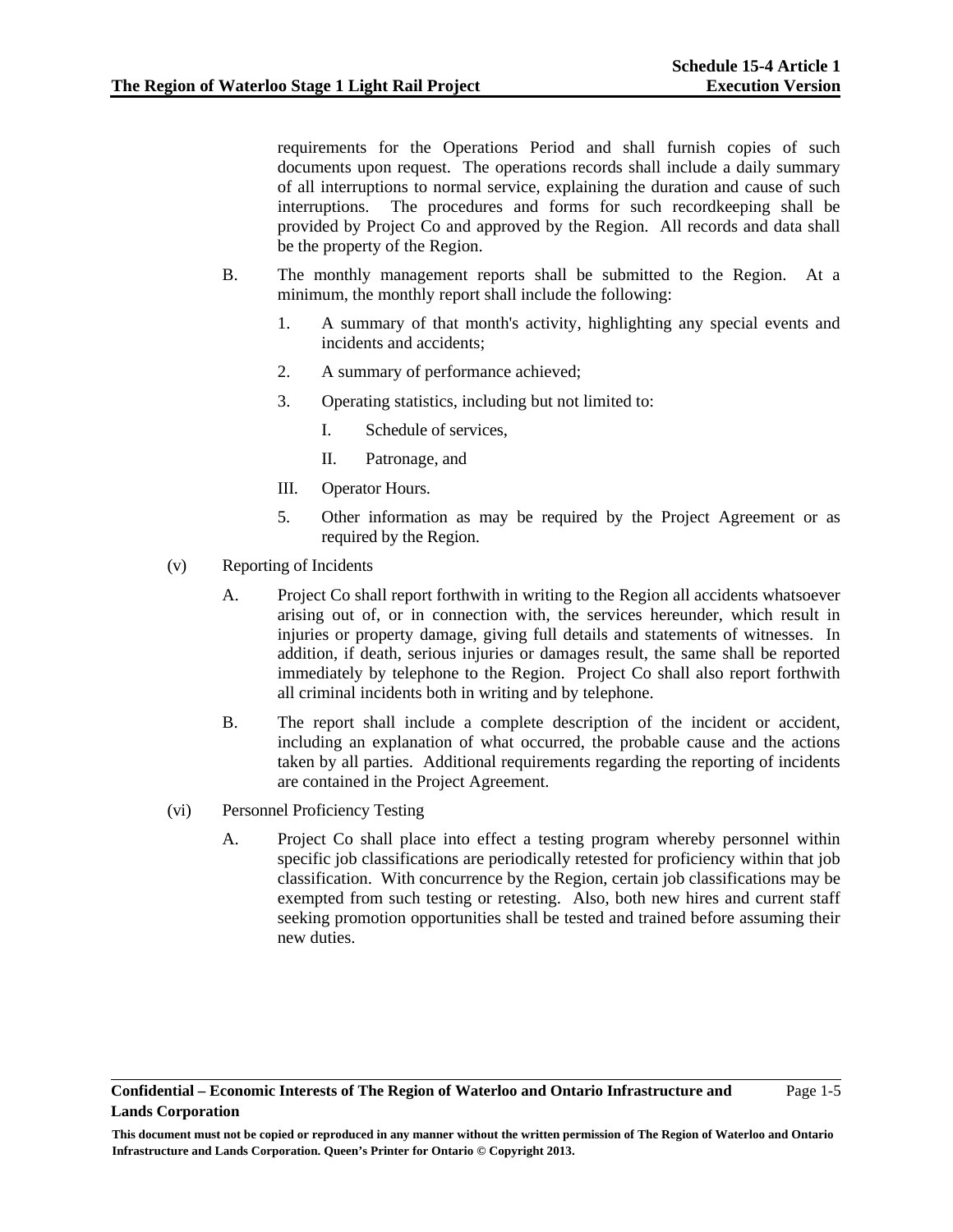requirements for the Operations Period and shall furnish copies of such documents upon request. The operations records shall include a daily summary of all interruptions to normal service, explaining the duration and cause of such interruptions. The procedures and forms for such recordkeeping shall be provided by Project Co and approved by the Region. All records and data shall be the property of the Region.

B. The monthly management reports shall be submitted to the Region. At a minimum, the monthly report shall include the following:

1. A summary of that month's activity, highlighting any special events and incidents and accidents;

2. A summary of performance achieved;

3. Operating statistics, including but not limited to:

   I. Schedule of services,

   II. Patronage, and

III. Operator Hours.

5. Other information as may be required by the Project Agreement or as required by the Region.

(v) Reporting of Incidents

A. Project Co shall report forthwith in writing to the Region all accidents whatsoever arising out of, or in connection with, the services hereunder, which result in injuries or property damage, giving full details and statements of witnesses. In addition, if death, serious injuries or damages result, the same shall be reported immediately by telephone to the Region. Project Co shall also report forthwith all criminal incidents both in writing and by telephone.

B. The report shall include a complete description of the incident or accident, including an explanation of what occurred, the probable cause and the actions taken by all parties. Additional requirements regarding the reporting of incidents are contained in the Project Agreement.

(vi) Personnel Proficiency Testing

A. Project Co shall place into effect a testing program whereby personnel within specific job classifications are periodically retested for proficiency within that job classification. With concurrence by the Region, certain job classifications may be exempted from such testing or retesting. Also, both new hires and current staff seeking promotion opportunities shall be tested and trained before assuming their new duties.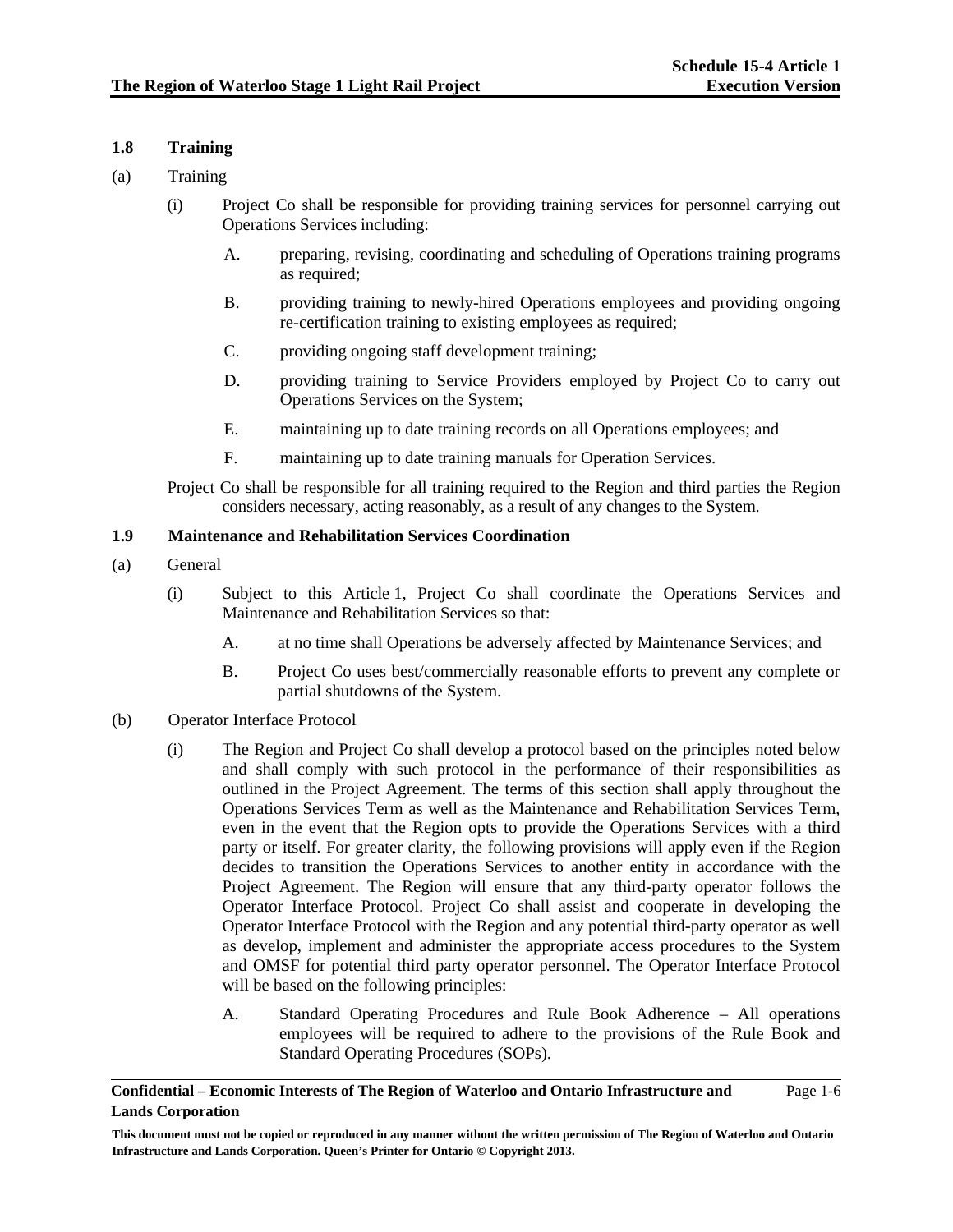### 1.8 Training

(a) Training

(i) Project Co shall be responsible for providing training services for personnel carrying out Operations Services including:

A. preparing, revising, coordinating and scheduling of Operations training programs as required;

B. providing training to newly-hired Operations employees and providing ongoing re-certification training to existing employees as required;

C. providing ongoing staff development training;

D. providing training to Service Providers employed by Project Co to carry out Operations Services on the System;

E. maintaining up to date training records on all Operations employees; and

F. maintaining up to date training manuals for Operation Services.

Project Co shall be responsible for all training required to the Region and third parties the Region considers necessary, acting reasonably, as a result of any changes to the System.

### 1.9 Maintenance and Rehabilitation Services Coordination

(a) General

(i) Subject to this Article 1, Project Co shall coordinate the Operations Services and Maintenance and Rehabilitation Services so that:

A. at no time shall Operations be adversely affected by Maintenance Services; and

B. Project Co uses best/commercially reasonable efforts to prevent any complete or partial shutdowns of the System.

(b) Operator Interface Protocol

(i) The Region and Project Co shall develop a protocol based on the principles noted below and shall comply with such protocol in the performance of their responsibilities as outlined in the Project Agreement. The terms of this section shall apply throughout the Operations Services Term as well as the Maintenance and Rehabilitation Services Term, even in the event that the Region opts to provide the Operations Services with a third party or itself. For greater clarity, the following provisions will apply even if the Region decides to transition the Operations Services to another entity in accordance with the Project Agreement. The Region will ensure that any third-party operator follows the Operator Interface Protocol. Project Co shall assist and cooperate in developing the Operator Interface Protocol with the Region and any potential third-party operator as well as develop, implement and administer the appropriate access procedures to the System and OMSF for potential third party operator personnel. The Operator Interface Protocol will be based on the following principles:

A. Standard Operating Procedures and Rule Book Adherence – All operations employees will be required to adhere to the provisions of the Rule Book and Standard Operating Procedures (SOPs).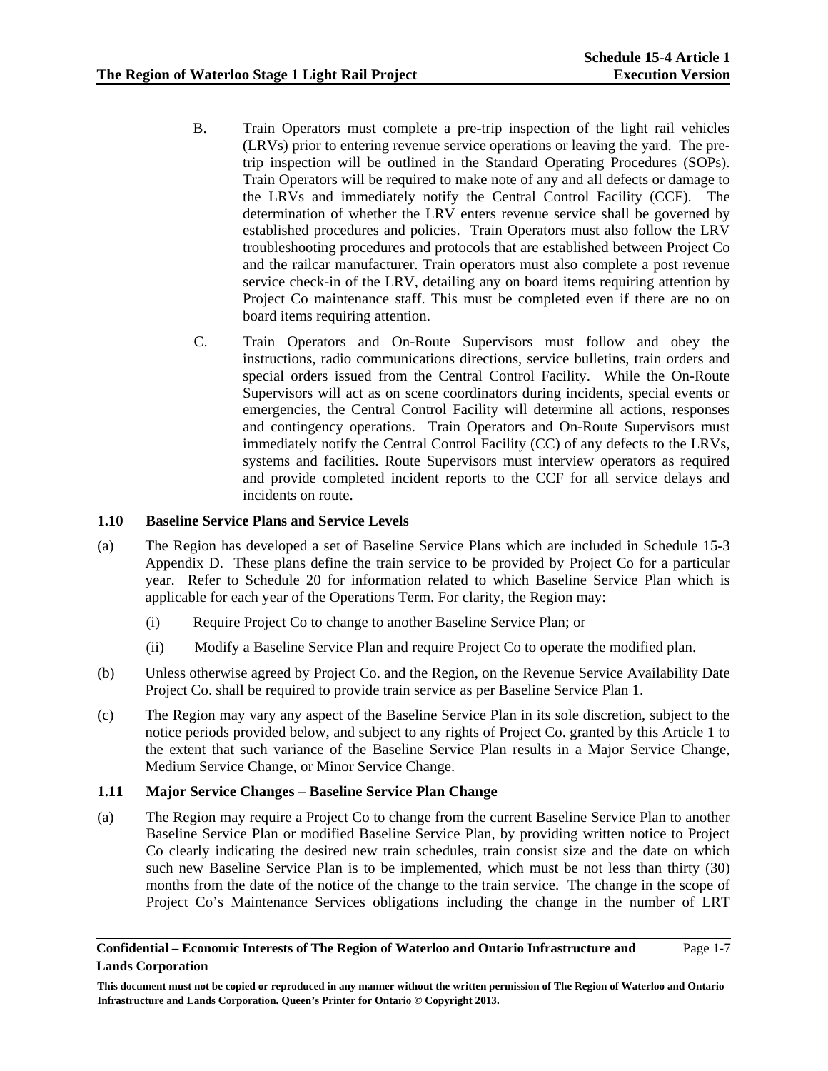B. Train Operators must complete a pre-trip inspection of the light rail vehicles (LRVs) prior to entering revenue service operations or leaving the yard. The pre-trip inspection will be outlined in the Standard Operating Procedures (SOPs). Train Operators will be required to make note of any and all defects or damage to the LRVs and immediately notify the Central Control Facility (CCF). The determination of whether the LRV enters revenue service shall be governed by established procedures and policies. Train Operators must also follow the LRV troubleshooting procedures and protocols that are established between Project Co and the railcar manufacturer. Train operators must also complete a post revenue service check-in of the LRV, detailing any on board items requiring attention by Project Co maintenance staff. This must be completed even if there are no on board items requiring attention.

C. Train Operators and On-Route Supervisors must follow and obey the instructions, radio communications directions, service bulletins, train orders and special orders issued from the Central Control Facility. While the On-Route Supervisors will act as on scene coordinators during incidents, special events or emergencies, the Central Control Facility will determine all actions, responses and contingency operations. Train Operators and On-Route Supervisors must immediately notify the Central Control Facility (CC) of any defects to the LRVs, systems and facilities. Route Supervisors must interview operators as required and provide completed incident reports to the CCF for all service delays and incidents on route.

### 1.10 Baseline Service Plans and Service Levels

(a) The Region has developed a set of Baseline Service Plans which are included in Schedule 15-3 Appendix D. These plans define the train service to be provided by Project Co for a particular year. Refer to Schedule 20 for information related to which Baseline Service Plan which is applicable for each year of the Operations Term. For clarity, the Region may:

(i) Require Project Co to change to another Baseline Service Plan; or

(ii) Modify a Baseline Service Plan and require Project Co to operate the modified plan.

(b) Unless otherwise agreed by Project Co. and the Region, on the Revenue Service Availability Date Project Co. shall be required to provide train service as per Baseline Service Plan 1.

(c) The Region may vary any aspect of the Baseline Service Plan in its sole discretion, subject to the notice periods provided below, and subject to any rights of Project Co. granted by this Article 1 to the extent that such variance of the Baseline Service Plan results in a Major Service Change, Medium Service Change, or Minor Service Change.

### 1.11 Major Service Changes – Baseline Service Plan Change

(a) The Region may require a Project Co to change from the current Baseline Service Plan to another Baseline Service Plan or modified Baseline Service Plan, by providing written notice to Project Co clearly indicating the desired new train schedules, train consist size and the date on which such new Baseline Service Plan is to be implemented, which must be not less than thirty (30) months from the date of the notice of the change to the train service. The change in the scope of Project Co's Maintenance Services obligations including the change in the number of LRT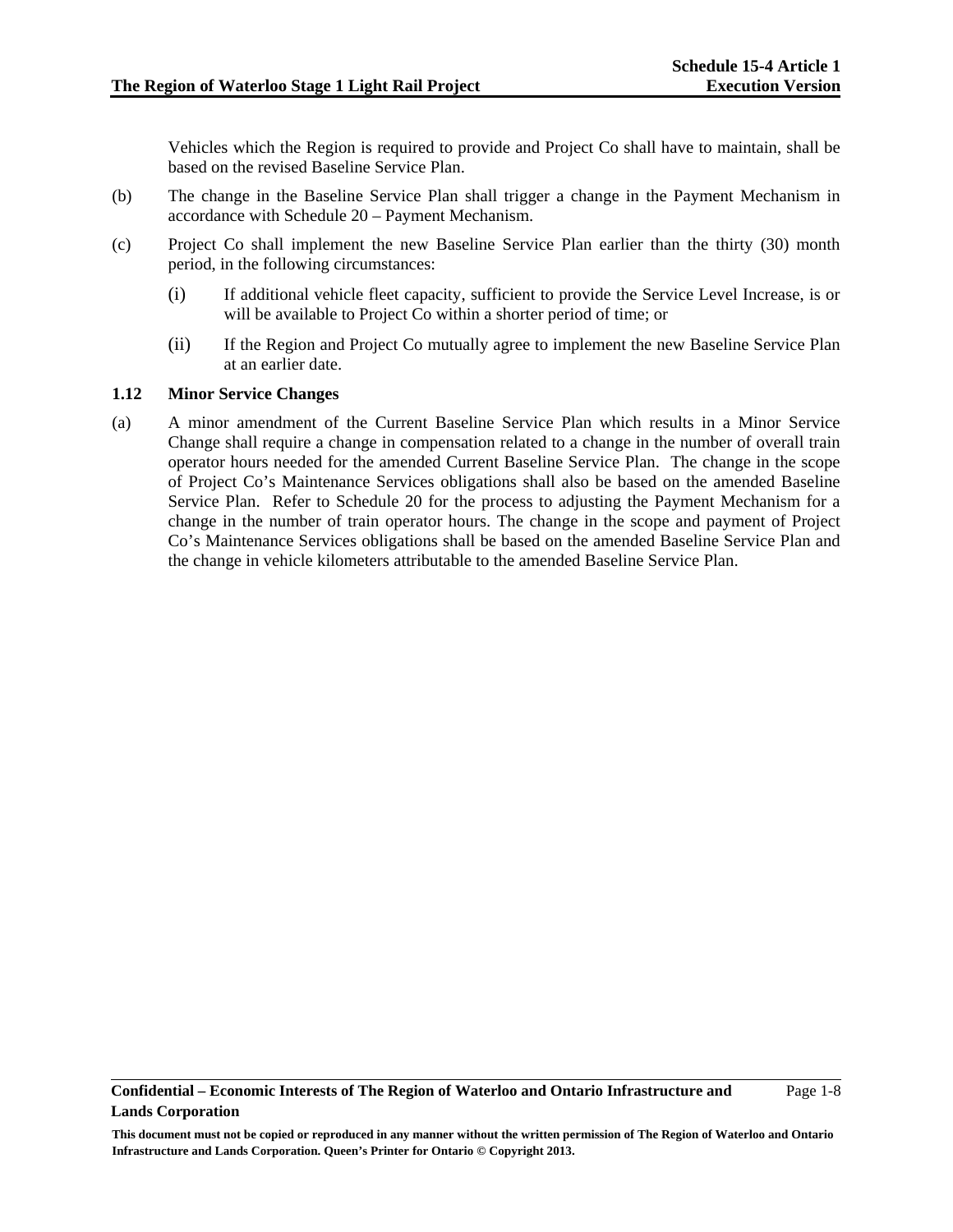Vehicles which the Region is required to provide and Project Co shall have to maintain, shall be based on the revised Baseline Service Plan.

(b) The change in the Baseline Service Plan shall trigger a change in the Payment Mechanism in accordance with Schedule 20 – Payment Mechanism.

(c) Project Co shall implement the new Baseline Service Plan earlier than the thirty (30) month period, in the following circumstances:

(i) If additional vehicle fleet capacity, sufficient to provide the Service Level Increase, is or will be available to Project Co within a shorter period of time; or

(ii) If the Region and Project Co mutually agree to implement the new Baseline Service Plan at an earlier date.

### 1.12 Minor Service Changes

(a) A minor amendment of the Current Baseline Service Plan which results in a Minor Service Change shall require a change in compensation related to a change in the number of overall train operator hours needed for the amended Current Baseline Service Plan. The change in the scope of Project Co's Maintenance Services obligations shall also be based on the amended Baseline Service Plan. Refer to Schedule 20 for the process to adjusting the Payment Mechanism for a change in the number of train operator hours. The change in the scope and payment of Project Co's Maintenance Services obligations shall be based on the amended Baseline Service Plan and the change in vehicle kilometers attributable to the amended Baseline Service Plan.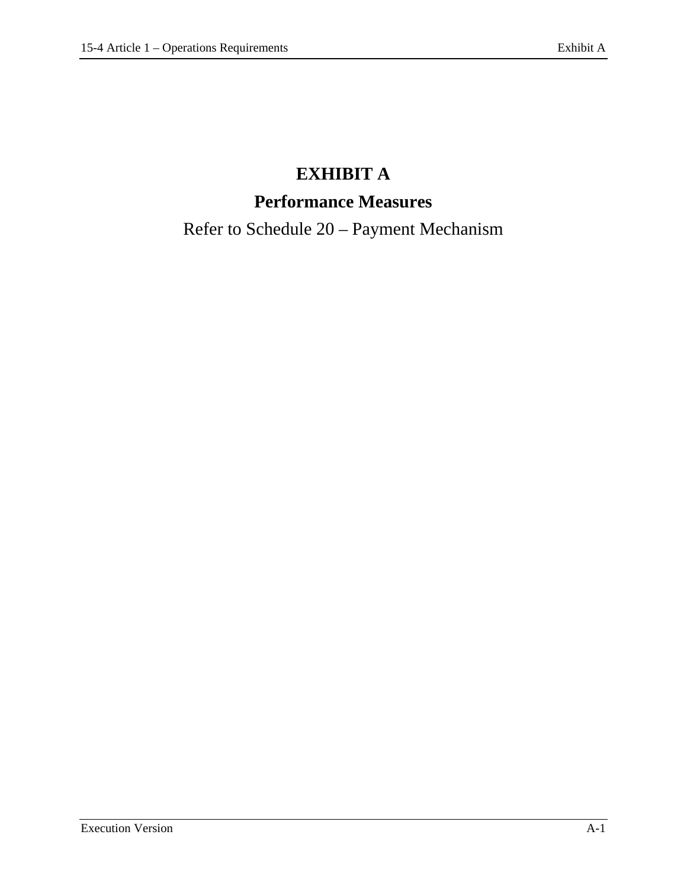# EXHIBIT A

## Performance Measures

Refer to Schedule 20 – Payment Mechanism